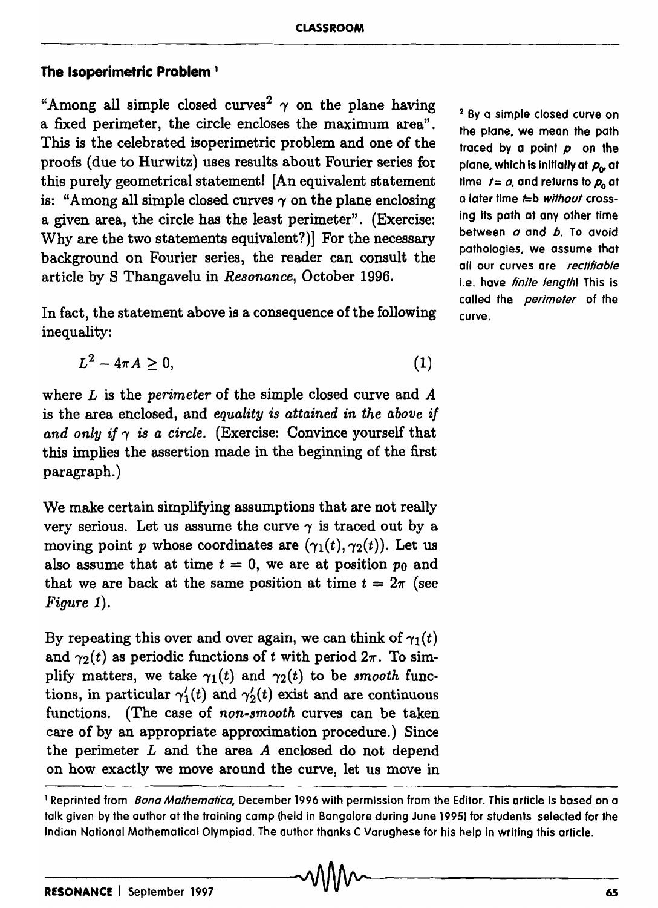## The Isoperimetric Problem [1]

"Among all simple closed curves[2] $\gamma$ on the plane having a fixed perimeter, the circle encloses the maximum area". This is the celebrated isoperimetric problem and one of the proofs (due to Hurwitz) uses results about Fourier series for this purely geometrical statement! [An equivalent statement is: "Among all simple closed curves $\gamma$ on the plane enclosing a given area, the circle has the least perimeter". (Exercise: Why are the two statements equivalent?)] For the necessary background on Fourier series, the reader can consult the article by S Thangavelu in *Resonance*, October 1996.

[2] By a simple closed curve on the plane, we mean the path traced by a point $p$ on the plane, which is initially at $p_0$, at time $t = a$, and returns to $p_0$ at a later time $t = b$ *without* crossing its path at any other time between $a$ and $b$. To avoid pathologies, we assume that all our curves are *rectifiable* i.e. have *finite length*! This is called the *perimeter* of the curve.

In fact, the statement above is a consequence of the following inequality:

$$L^2 - 4\pi A \geq 0, \tag{1}$$

where $L$ is the *perimeter* of the simple closed curve and $A$ is the area enclosed, and *equality is attained in the above if and only if $\gamma$ is a circle.* (Exercise: Convince yourself that this implies the assertion made in the beginning of the first paragraph.)

We make certain simplifying assumptions that are not really very serious. Let us assume the curve $\gamma$ is traced out by a moving point $p$ whose coordinates are $(\gamma_1(t), \gamma_2(t))$. Let us also assume that at time $t = 0$, we are at position $p_0$ and that we are back at the same position at time $t = 2\pi$ (see *Figure 1*).

By repeating this over and over again, we can think of $\gamma_1(t)$ and $\gamma_2(t)$ as periodic functions of $t$ with period $2\pi$. To simplify matters, we take $\gamma_1(t)$ and $\gamma_2(t)$ to be *smooth* functions, in particular $\gamma_1'(t)$ and $\gamma_2'(t)$ exist and are continuous functions. (The case of *non-smooth* curves can be taken care of by an appropriate approximation procedure.) Since the perimeter $L$ and the area $A$ enclosed do not depend on how exactly we move around the curve, let us move in

[1] Reprinted from *Bona Mathematica*, December 1996 with permission from the Editor. This article is based on a talk given by the author at the training camp (held in Bangalore during June 1995) for students selected for the Indian National Mathematical Olympiad. The author thanks C Varughese for his help in writing this article.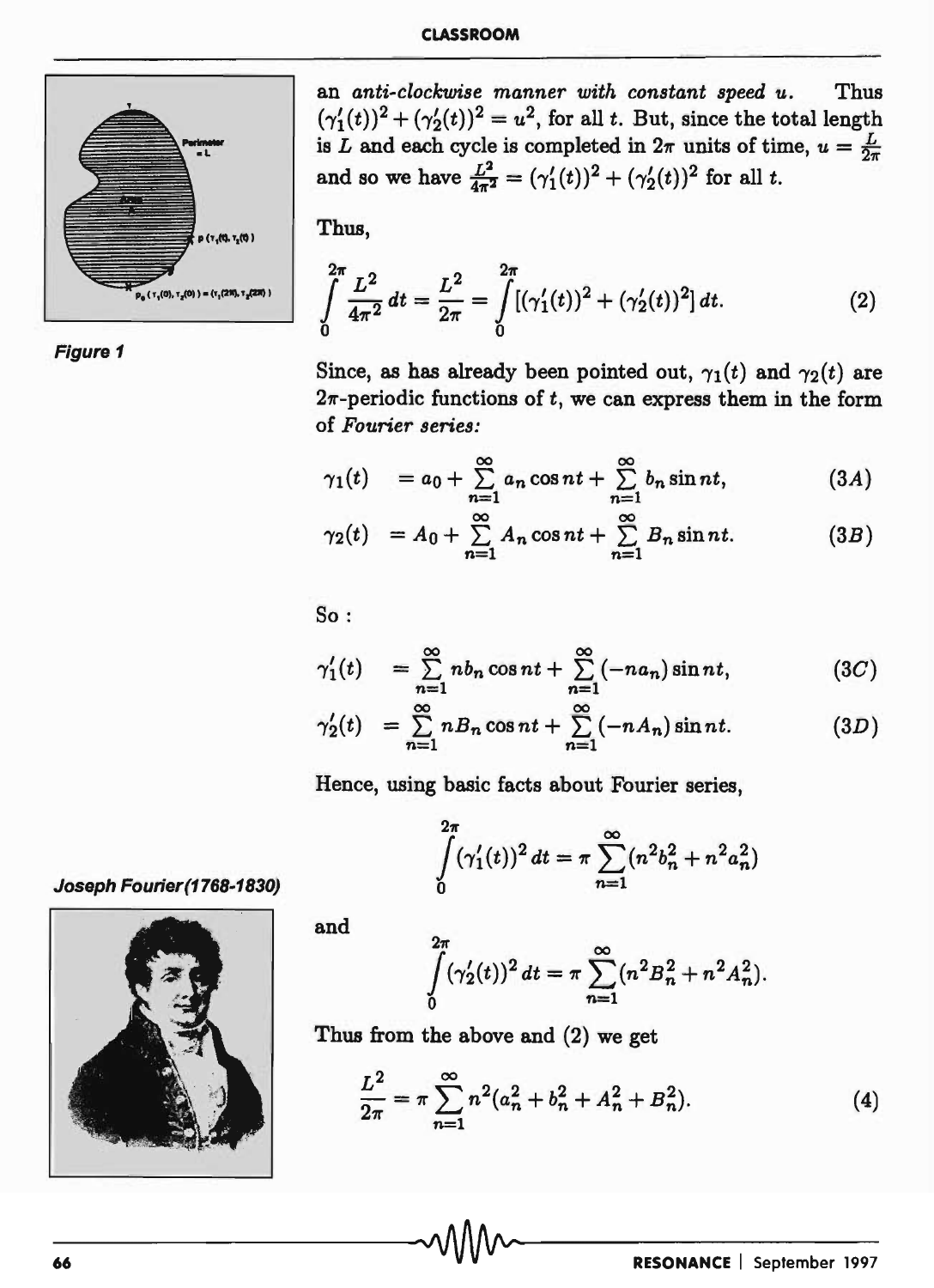an *anti-clockwise manner with constant speed u*. Thus $(\gamma_1'(t))^2 + (\gamma_2'(t))^2 = u^2$, for all $t$. But, since the total length is $L$ and each cycle is completed in $2\pi$ units of time, $u = \frac{L}{2\pi}$ and so we have $\frac{L^2}{4\pi^2} = (\gamma_1'(t))^2 + (\gamma_2'(t))^2$ for all $t$.

Figure 1

Thus,

$$\int_0^{2\pi} \frac{L^2}{4\pi^2}\, dt = \frac{L^2}{2\pi} = \int_0^{2\pi} [(\gamma_1'(t))^2 + (\gamma_2'(t))^2]\, dt. \tag{2}$$

Since, as has already been pointed out, $\gamma_1(t)$ and $\gamma_2(t)$ are $2\pi$-periodic functions of $t$, we can express them in the form of *Fourier series:*

$$\gamma_1(t) \quad = a_0 + \sum_{n=1}^{\infty} a_n \cos nt + \sum_{n=1}^{\infty} b_n \sin nt, \tag{3A}$$

$$\gamma_2(t) \quad = A_0 + \sum_{n=1}^{\infty} A_n \cos nt + \sum_{n=1}^{\infty} B_n \sin nt. \tag{3B}$$

So :

$$\gamma_1'(t) \quad = \sum_{n=1}^{\infty} nb_n \cos nt + \sum_{n=1}^{\infty} (-na_n) \sin nt, \tag{3C}$$

$$\gamma_2'(t) \quad = \sum_{n=1}^{\infty} nB_n \cos nt + \sum_{n=1}^{\infty} (-nA_n) \sin nt. \tag{3D}$$

Hence, using basic facts about Fourier series,

$$\int_0^{2\pi} (\gamma_1'(t))^2\, dt = \pi \sum_{n=1}^{\infty} (n^2 b_n^2 + n^2 a_n^2)$$

and

$$\int_0^{2\pi} (\gamma_2'(t))^2\, dt = \pi \sum_{n=1}^{\infty} (n^2 B_n^2 + n^2 A_n^2).$$

Thus from the above and (2) we get

$$\frac{L^2}{2\pi} = \pi \sum_{n=1}^{\infty} n^2 (a_n^2 + b_n^2 + A_n^2 + B_n^2). \tag{4}$$

Joseph Fourier (1768-1830)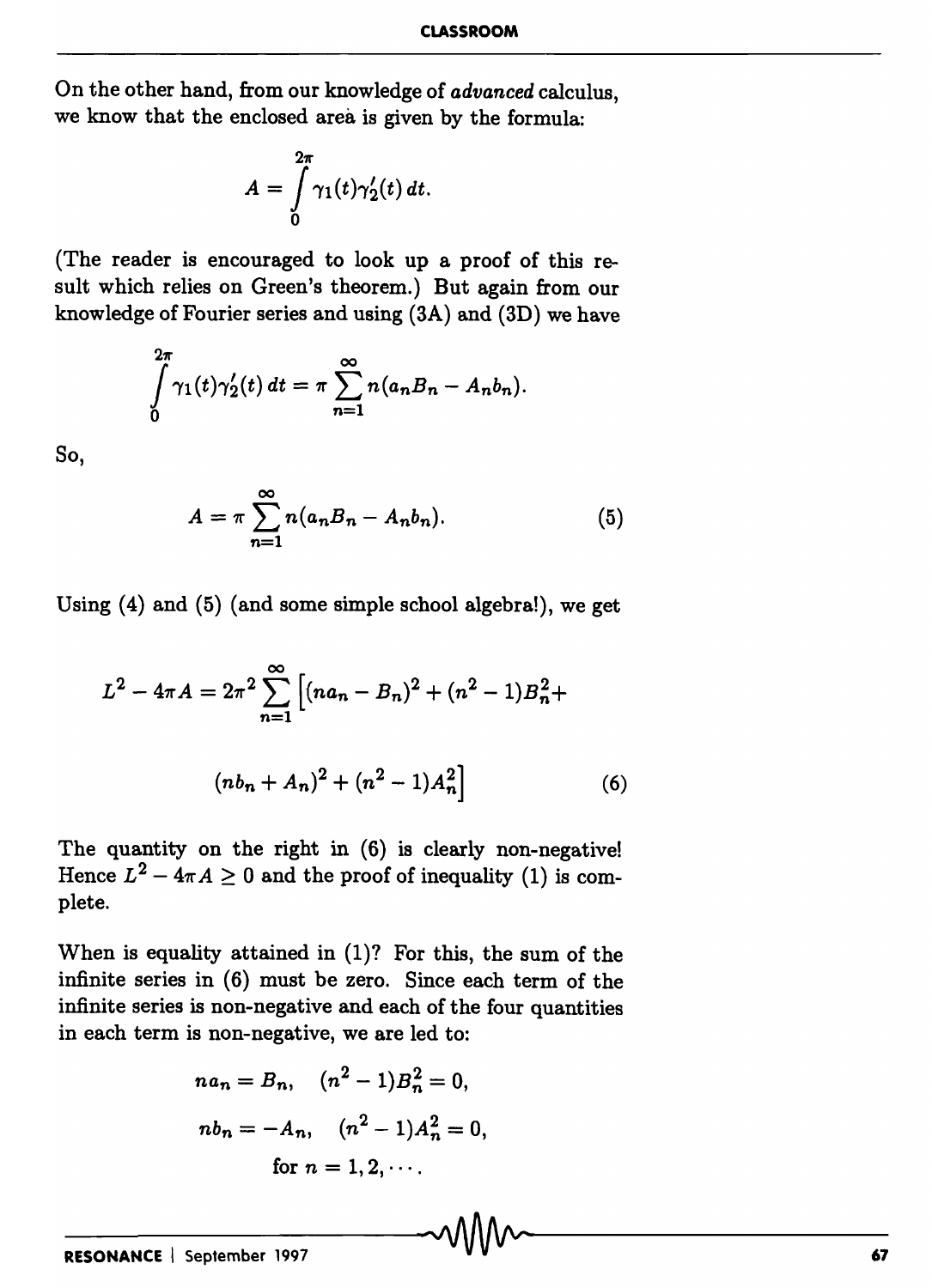On the other hand, from our knowledge of *advanced* calculus, we know that the enclosed area is given by the formula:

$$A = \int_0^{2\pi} \gamma_1(t)\gamma_2'(t)\,dt.$$

(The reader is encouraged to look up a proof of this result which relies on Green's theorem.) But again from our knowledge of Fourier series and using (3A) and (3D) we have

$$\int_0^{2\pi} \gamma_1(t)\gamma_2'(t)\,dt = \pi \sum_{n=1}^{\infty} n(a_n B_n - A_n b_n).$$

So,

$$A = \pi \sum_{n=1}^{\infty} n(a_n B_n - A_n b_n). \tag{5}$$

Using (4) and (5) (and some simple school algebra!), we get

$$L^2 - 4\pi A = 2\pi^2 \sum_{n=1}^{\infty} \Big[(na_n - B_n)^2 + (n^2-1)B_n^2 + (nb_n + A_n)^2 + (n^2-1)A_n^2\Big] \tag{6}$$

The quantity on the right in (6) is clearly non-negative! Hence $L^2 - 4\pi A \geq 0$ and the proof of inequality (1) is complete.

When is equality attained in (1)? For this, the sum of the infinite series in (6) must be zero. Since each term of the infinite series is non-negative and each of the four quantities in each term is non-negative, we are led to:

$$na_n = B_n, \quad (n^2-1)B_n^2 = 0,$$

$$nb_n = -A_n, \quad (n^2-1)A_n^2 = 0,$$

$$\text{for } n = 1, 2, \cdots.$$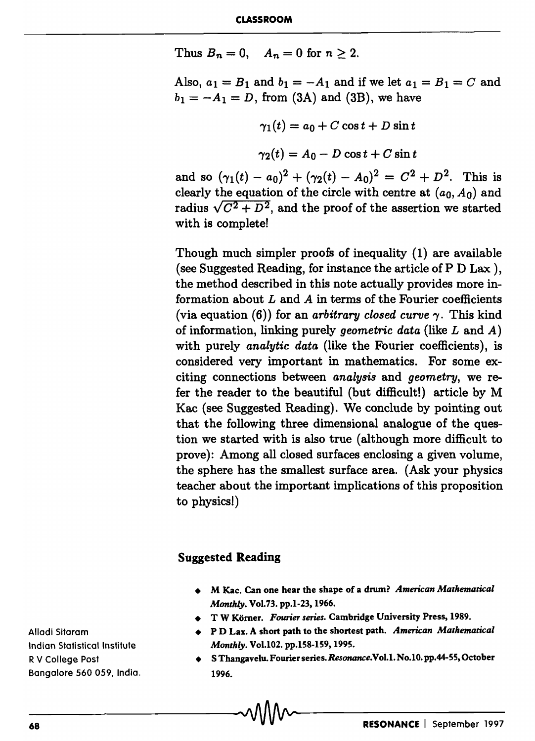Thus $B_n = 0, \quad A_n = 0$ for $n \geq 2$.

Also, $a_1 = B_1$ and $b_1 = -A_1$ and if we let $a_1 = B_1 = C$ and $b_1 = -A_1 = D$, from (3A) and (3B), we have

$$\gamma_1(t) = a_0 + C \cos t + D \sin t$$

$$\gamma_2(t) = A_0 - D \cos t + C \sin t$$

and so $(\gamma_1(t) - a_0)^2 + (\gamma_2(t) - A_0)^2 = C^2 + D^2$. This is clearly the equation of the circle with centre at $(a_0, A_0)$ and radius $\sqrt{C^2 + D^2}$, and the proof of the assertion we started with is complete!

Though much simpler proofs of inequality (1) are available (see Suggested Reading, for instance the article of P D Lax ), the method described in this note actually provides more information about $L$ and $A$ in terms of the Fourier coefficients (via equation (6)) for an *arbitrary closed curve* $\gamma$. This kind of information, linking purely *geometric data* (like $L$ and $A$) with purely *analytic data* (like the Fourier coefficients), is considered very important in mathematics. For some exciting connections between *analysis* and *geometry*, we refer the reader to the beautiful (but difficult!) article by M Kac (see Suggested Reading). We conclude by pointing out that the following three dimensional analogue of the question we started with is also true (although more difficult to prove): Among all closed surfaces enclosing a given volume, the sphere has the smallest surface area. (Ask your physics teacher about the important implications of this proposition to physics!)

## Suggested Reading

- **M Kac. Can one hear the shape of a drum?** ***American Mathematical Monthly.*** **Vol.73. pp.1-23, 1966.**
- **T W Körner.** ***Fourier series.*** **Cambridge University Press, 1989.**
- **P D Lax. A short path to the shortest path.** ***American Mathematical Monthly.*** **Vol.102. pp.158-159, 1995.**
- **S Thangavelu. Fourier series.** ***Resonance.*** **Vol.1. No.10. pp.44-55, October 1996.**

Alladi Sitaram
Indian Statistical Institute
R V College Post
Bangalore 560 059, India.